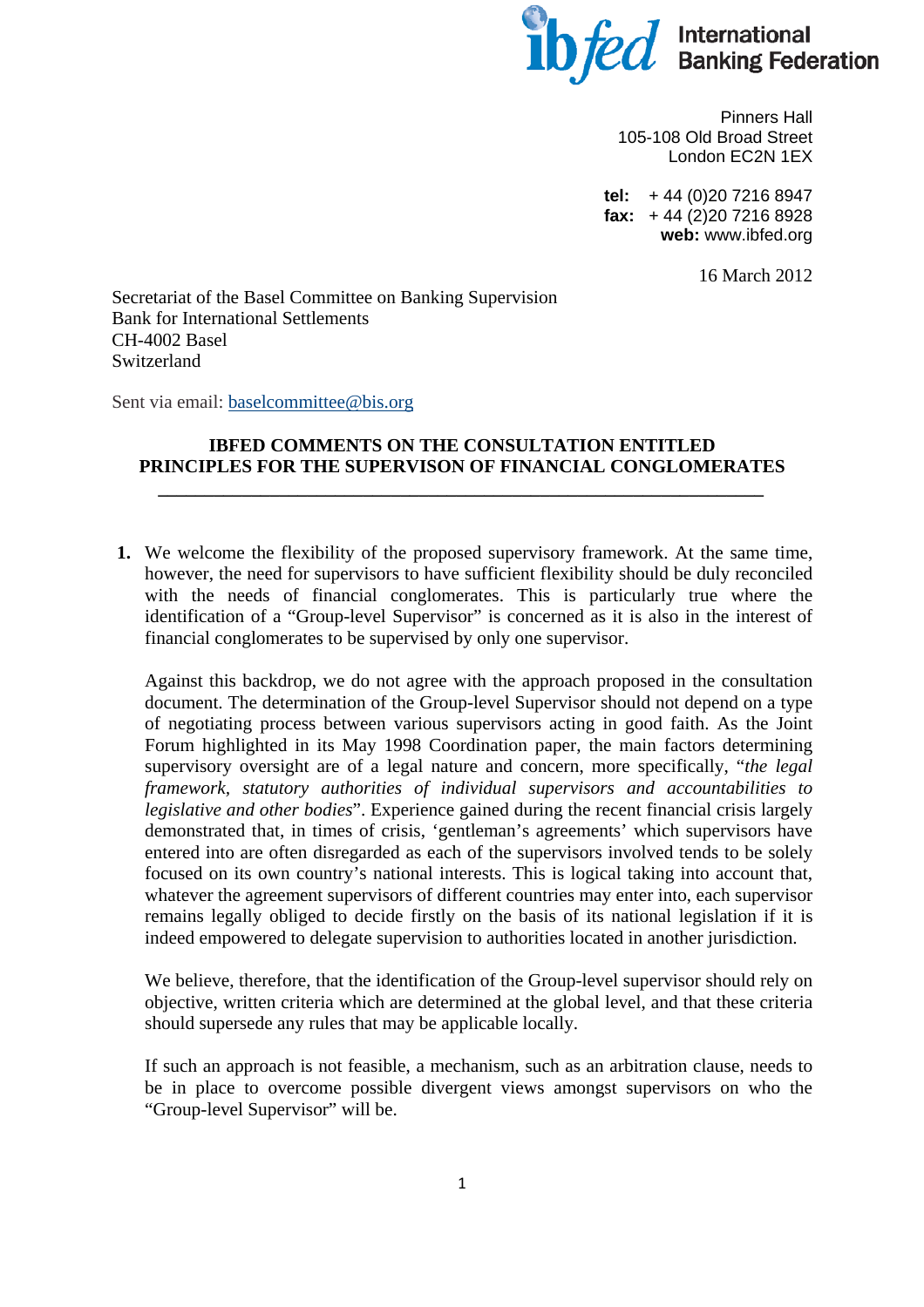International Banking Federation

Pinners Hall
105-108 Old Broad Street
London EC2N 1EX

**tel:** + 44 (0)20 7216 8947
**fax:** + 44 (2)20 7216 8928
**web:** www.ibfed.org

16 March 2012

Secretariat of the Basel Committee on Banking Supervision
Bank for International Settlements
CH-4002 Basel
Switzerland

Sent via email: baselcommittee@bis.org

**IBFED COMMENTS ON THE CONSULTATION ENTITLED PRINCIPLES FOR THE SUPERVISON OF FINANCIAL CONGLOMERATES**

---

**1.** We welcome the flexibility of the proposed supervisory framework. At the same time, however, the need for supervisors to have sufficient flexibility should be duly reconciled with the needs of financial conglomerates. This is particularly true where the identification of a "Group-level Supervisor" is concerned as it is also in the interest of financial conglomerates to be supervised by only one supervisor.

Against this backdrop, we do not agree with the approach proposed in the consultation document. The determination of the Group-level Supervisor should not depend on a type of negotiating process between various supervisors acting in good faith. As the Joint Forum highlighted in its May 1998 Coordination paper, the main factors determining supervisory oversight are of a legal nature and concern, more specifically, "*the legal framework, statutory authorities of individual supervisors and accountabilities to legislative and other bodies*". Experience gained during the recent financial crisis largely demonstrated that, in times of crisis, 'gentleman's agreements' which supervisors have entered into are often disregarded as each of the supervisors involved tends to be solely focused on its own country's national interests. This is logical taking into account that, whatever the agreement supervisors of different countries may enter into, each supervisor remains legally obliged to decide firstly on the basis of its national legislation if it is indeed empowered to delegate supervision to authorities located in another jurisdiction.

We believe, therefore, that the identification of the Group-level supervisor should rely on objective, written criteria which are determined at the global level, and that these criteria should supersede any rules that may be applicable locally.

If such an approach is not feasible, a mechanism, such as an arbitration clause, needs to be in place to overcome possible divergent views amongst supervisors on who the "Group-level Supervisor" will be.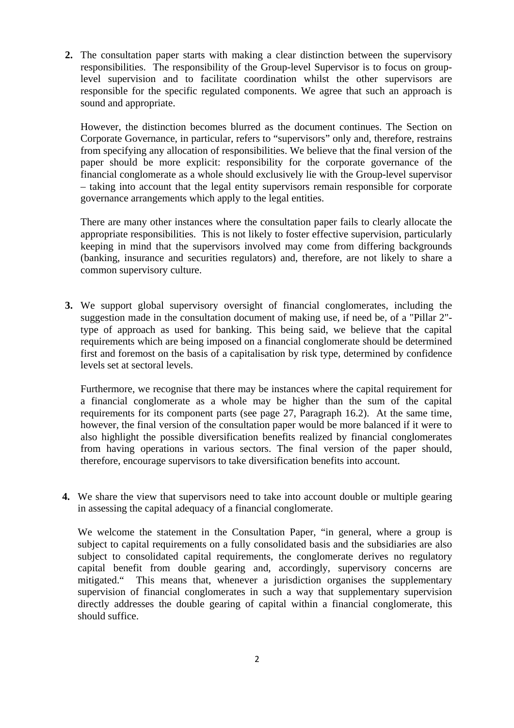2. The consultation paper starts with making a clear distinction between the supervisory responsibilities. The responsibility of the Group-level Supervisor is to focus on group-level supervision and to facilitate coordination whilst the other supervisors are responsible for the specific regulated components. We agree that such an approach is sound and appropriate.

   However, the distinction becomes blurred as the document continues. The Section on Corporate Governance, in particular, refers to "supervisors" only and, therefore, restrains from specifying any allocation of responsibilities. We believe that the final version of the paper should be more explicit: responsibility for the corporate governance of the financial conglomerate as a whole should exclusively lie with the Group-level supervisor – taking into account that the legal entity supervisors remain responsible for corporate governance arrangements which apply to the legal entities.

   There are many other instances where the consultation paper fails to clearly allocate the appropriate responsibilities. This is not likely to foster effective supervision, particularly keeping in mind that the supervisors involved may come from differing backgrounds (banking, insurance and securities regulators) and, therefore, are not likely to share a common supervisory culture.

3. We support global supervisory oversight of financial conglomerates, including the suggestion made in the consultation document of making use, if need be, of a "Pillar 2"-type of approach as used for banking. This being said, we believe that the capital requirements which are being imposed on a financial conglomerate should be determined first and foremost on the basis of a capitalisation by risk type, determined by confidence levels set at sectoral levels.

   Furthermore, we recognise that there may be instances where the capital requirement for a financial conglomerate as a whole may be higher than the sum of the capital requirements for its component parts (see page 27, Paragraph 16.2). At the same time, however, the final version of the consultation paper would be more balanced if it were to also highlight the possible diversification benefits realized by financial conglomerates from having operations in various sectors. The final version of the paper should, therefore, encourage supervisors to take diversification benefits into account.

4. We share the view that supervisors need to take into account double or multiple gearing in assessing the capital adequacy of a financial conglomerate.

   We welcome the statement in the Consultation Paper, "in general, where a group is subject to capital requirements on a fully consolidated basis and the subsidiaries are also subject to consolidated capital requirements, the conglomerate derives no regulatory capital benefit from double gearing and, accordingly, supervisory concerns are mitigated." This means that, whenever a jurisdiction organises the supplementary supervision of financial conglomerates in such a way that supplementary supervision directly addresses the double gearing of capital within a financial conglomerate, this should suffice.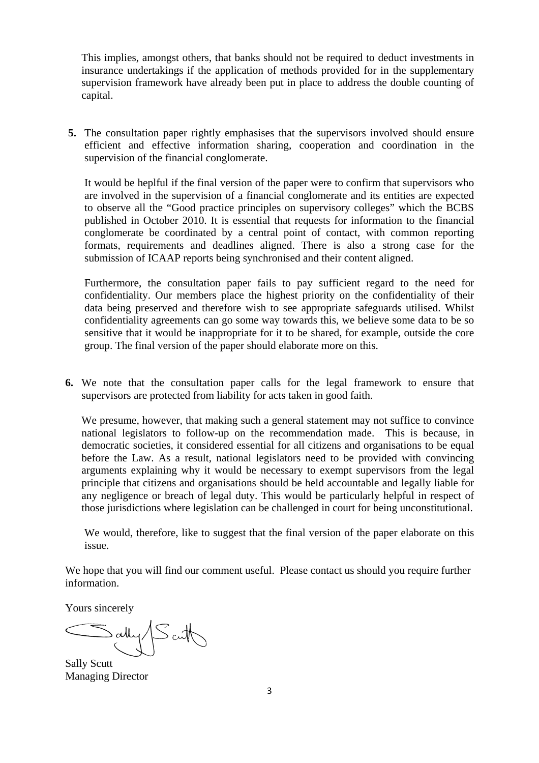This implies, amongst others, that banks should not be required to deduct investments in insurance undertakings if the application of methods provided for in the supplementary supervision framework have already been put in place to address the double counting of capital.

**5.** The consultation paper rightly emphasises that the supervisors involved should ensure efficient and effective information sharing, cooperation and coordination in the supervision of the financial conglomerate.

It would be heplful if the final version of the paper were to confirm that supervisors who are involved in the supervision of a financial conglomerate and its entities are expected to observe all the "Good practice principles on supervisory colleges" which the BCBS published in October 2010. It is essential that requests for information to the financial conglomerate be coordinated by a central point of contact, with common reporting formats, requirements and deadlines aligned. There is also a strong case for the submission of ICAAP reports being synchronised and their content aligned.

Furthermore, the consultation paper fails to pay sufficient regard to the need for confidentiality. Our members place the highest priority on the confidentiality of their data being preserved and therefore wish to see appropriate safeguards utilised. Whilst confidentiality agreements can go some way towards this, we believe some data to be so sensitive that it would be inappropriate for it to be shared, for example, outside the core group. The final version of the paper should elaborate more on this.

**6.** We note that the consultation paper calls for the legal framework to ensure that supervisors are protected from liability for acts taken in good faith.

We presume, however, that making such a general statement may not suffice to convince national legislators to follow-up on the recommendation made. This is because, in democratic societies, it considered essential for all citizens and organisations to be equal before the Law. As a result, national legislators need to be provided with convincing arguments explaining why it would be necessary to exempt supervisors from the legal principle that citizens and organisations should be held accountable and legally liable for any negligence or breach of legal duty. This would be particularly helpful in respect of those jurisdictions where legislation can be challenged in court for being unconstitutional.

We would, therefore, like to suggest that the final version of the paper elaborate on this issue.

We hope that you will find our comment useful. Please contact us should you require further information.

Yours sincerely

Sally Scutt
Managing Director